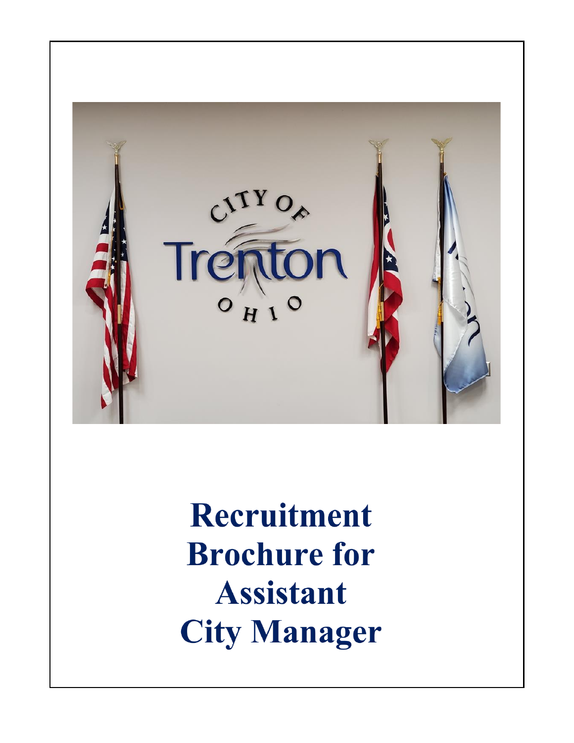# Recruitment Brochure for Assistant City Manager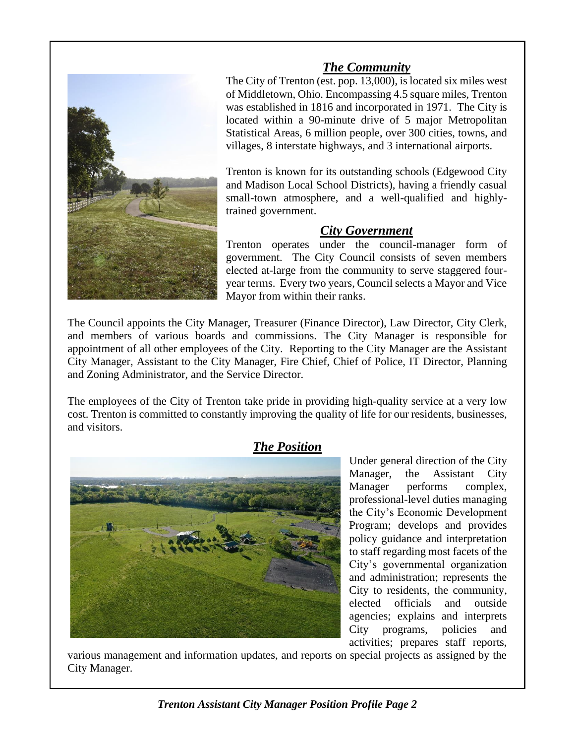## ***The Community***

The City of Trenton (est. pop. 13,000), is located six miles west of Middletown, Ohio. Encompassing 4.5 square miles, Trenton was established in 1816 and incorporated in 1971. The City is located within a 90-minute drive of 5 major Metropolitan Statistical Areas, 6 million people, over 300 cities, towns, and villages, 8 interstate highways, and 3 international airports.

Trenton is known for its outstanding schools (Edgewood City and Madison Local School Districts), having a friendly casual small-town atmosphere, and a well-qualified and highly-trained government.

## ***City Government***

Trenton operates under the council-manager form of government. The City Council consists of seven members elected at-large from the community to serve staggered four-year terms. Every two years, Council selects a Mayor and Vice Mayor from within their ranks.

The Council appoints the City Manager, Treasurer (Finance Director), Law Director, City Clerk, and members of various boards and commissions. The City Manager is responsible for appointment of all other employees of the City. Reporting to the City Manager are the Assistant City Manager, Assistant to the City Manager, Fire Chief, Chief of Police, IT Director, Planning and Zoning Administrator, and the Service Director.

The employees of the City of Trenton take pride in providing high-quality service at a very low cost. Trenton is committed to constantly improving the quality of life for our residents, businesses, and visitors.

## ***The Position***

Under general direction of the City Manager, the Assistant City Manager performs complex, professional-level duties managing the City's Economic Development Program; develops and provides policy guidance and interpretation to staff regarding most facets of the City's governmental organization and administration; represents the City to residents, the community, elected officials and outside agencies; explains and interprets City programs, policies and activities; prepares staff reports, various management and information updates, and reports on special projects as assigned by the City Manager.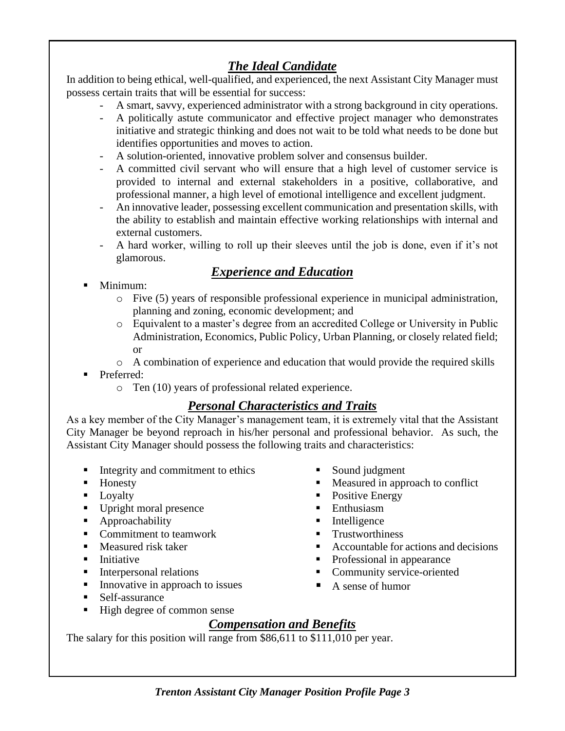## *The Ideal Candidate*

In addition to being ethical, well-qualified, and experienced, the next Assistant City Manager must possess certain traits that will be essential for success:

- A smart, savvy, experienced administrator with a strong background in city operations.
- A politically astute communicator and effective project manager who demonstrates initiative and strategic thinking and does not wait to be told what needs to be done but identifies opportunities and moves to action.
- A solution-oriented, innovative problem solver and consensus builder.
- A committed civil servant who will ensure that a high level of customer service is provided to internal and external stakeholders in a positive, collaborative, and professional manner, a high level of emotional intelligence and excellent judgment.
- An innovative leader, possessing excellent communication and presentation skills, with the ability to establish and maintain effective working relationships with internal and external customers.
- A hard worker, willing to roll up their sleeves until the job is done, even if it's not glamorous.

## *Experience and Education*

- Minimum:
  - Five (5) years of responsible professional experience in municipal administration, planning and zoning, economic development; and
  - Equivalent to a master's degree from an accredited College or University in Public Administration, Economics, Public Policy, Urban Planning, or closely related field; or
  - A combination of experience and education that would provide the required skills
- Preferred:
  - Ten (10) years of professional related experience.

## *Personal Characteristics and Traits*

As a key member of the City Manager's management team, it is extremely vital that the Assistant City Manager be beyond reproach in his/her personal and professional behavior. As such, the Assistant City Manager should possess the following traits and characteristics:

- Integrity and commitment to ethics
- Honesty
- Loyalty
- Upright moral presence
- Approachability
- Commitment to teamwork
- Measured risk taker
- Initiative
- Interpersonal relations
- Innovative in approach to issues
- Self-assurance
- High degree of common sense
- Sound judgment
- Measured in approach to conflict
- Positive Energy
- Enthusiasm
- Intelligence
- Trustworthiness
- Accountable for actions and decisions
- Professional in appearance
- Community service-oriented
- A sense of humor

## *Compensation and Benefits*

The salary for this position will range from $86,611 to $111,010 per year.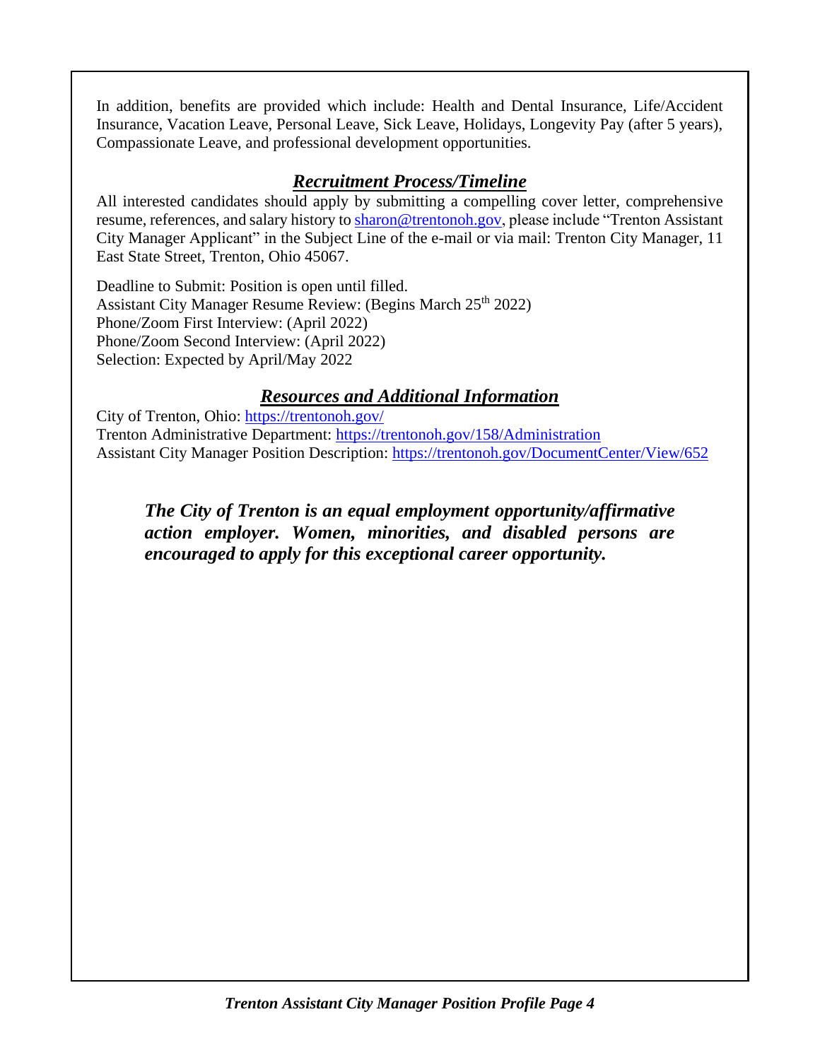In addition, benefits are provided which include: Health and Dental Insurance, Life/Accident Insurance, Vacation Leave, Personal Leave, Sick Leave, Holidays, Longevity Pay (after 5 years), Compassionate Leave, and professional development opportunities.

## *Recruitment Process/Timeline*

All interested candidates should apply by submitting a compelling cover letter, comprehensive resume, references, and salary history to sharon@trentonoh.gov, please include "Trenton Assistant City Manager Applicant" in the Subject Line of the e-mail or via mail: Trenton City Manager, 11 East State Street, Trenton, Ohio 45067.

Deadline to Submit: Position is open until filled.
Assistant City Manager Resume Review: (Begins March 25th 2022)
Phone/Zoom First Interview: (April 2022)
Phone/Zoom Second Interview: (April 2022)
Selection: Expected by April/May 2022

## *Resources and Additional Information*

City of Trenton, Ohio: https://trentonoh.gov/
Trenton Administrative Department: https://trentonoh.gov/158/Administration
Assistant City Manager Position Description: https://trentonoh.gov/DocumentCenter/View/652

***The City of Trenton is an equal employment opportunity/affirmative action employer. Women, minorities, and disabled persons are encouraged to apply for this exceptional career opportunity.***